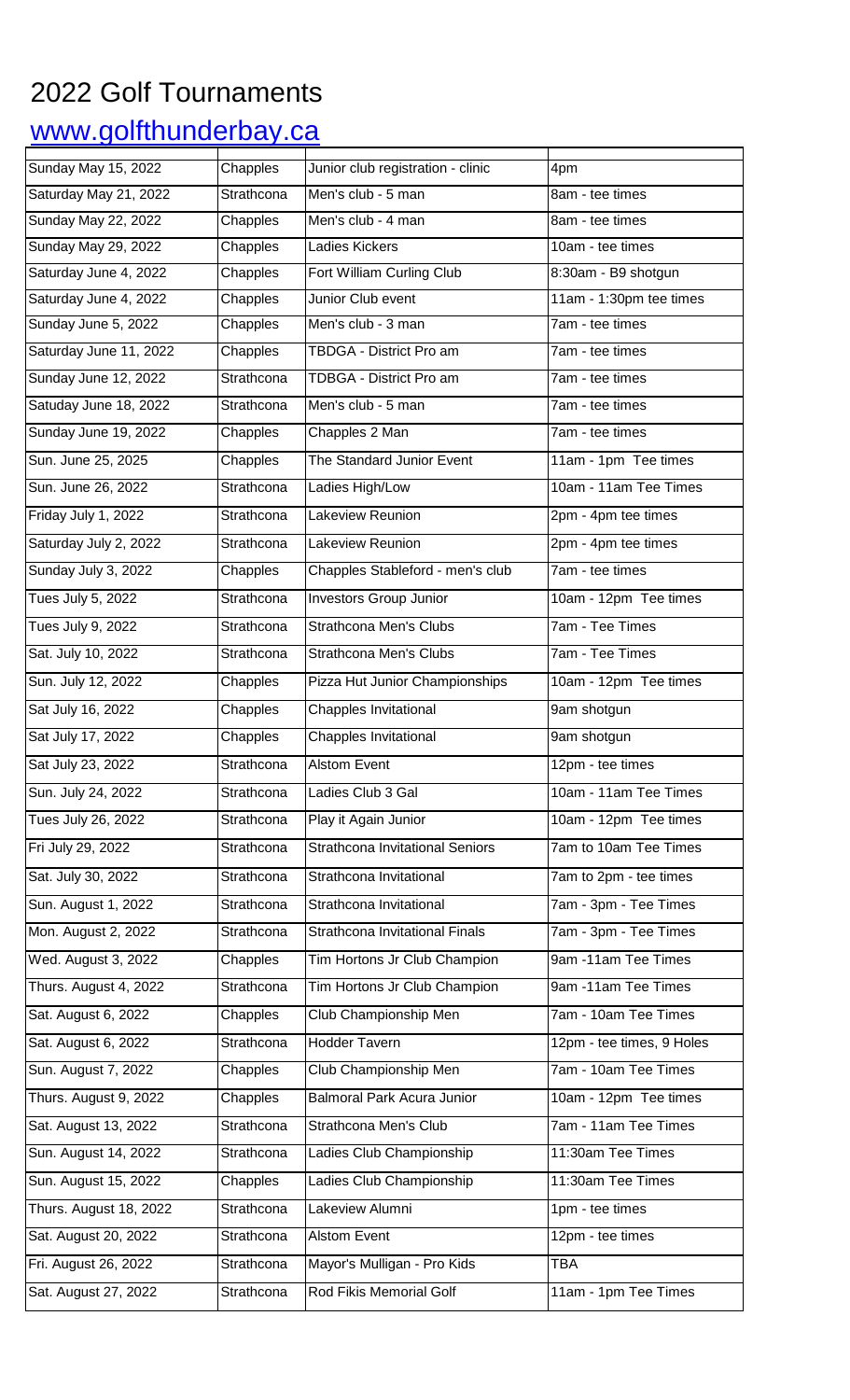# 2022 Golf Tournaments

## www.golfthunderbay.ca

| | | | |
|---|---|---|---|
| Sunday May 15, 2022 | Chapples | Junior club registration - clinic | 4pm |
| Saturday May 21, 2022 | Strathcona | Men's club - 5 man | 8am - tee times |
| Sunday May 22, 2022 | Chapples | Men's club - 4 man | 8am - tee times |
| Sunday May 29, 2022 | Chapples | Ladies Kickers | 10am - tee times |
| Saturday June 4, 2022 | Chapples | Fort William Curling Club | 8:30am - B9 shotgun |
| Saturday June 4, 2022 | Chapples | Junior Club event | 11am - 1:30pm tee times |
| Sunday June 5, 2022 | Chapples | Men's club - 3 man | 7am - tee times |
| Saturday June 11, 2022 | Chapples | TBDGA - District Pro am | 7am - tee times |
| Sunday June 12, 2022 | Strathcona | TDBGA - District Pro am | 7am - tee times |
| Satuday June 18, 2022 | Strathcona | Men's club - 5 man | 7am - tee times |
| Sunday June 19, 2022 | Chapples | Chapples 2 Man | 7am - tee times |
| Sun. June 25, 2025 | Chapples | The Standard Junior Event | 11am - 1pm Tee times |
| Sun. June 26, 2022 | Strathcona | Ladies High/Low | 10am - 11am Tee Times |
| Friday July 1, 2022 | Strathcona | Lakeview Reunion | 2pm - 4pm tee times |
| Saturday July 2, 2022 | Strathcona | Lakeview Reunion | 2pm - 4pm tee times |
| Sunday July 3, 2022 | Chapples | Chapples Stableford - men's club | 7am - tee times |
| Tues July 5, 2022 | Strathcona | Investors Group Junior | 10am - 12pm Tee times |
| Tues July 9, 2022 | Strathcona | Strathcona Men's Clubs | 7am - Tee Times |
| Sat. July 10, 2022 | Strathcona | Strathcona Men's Clubs | 7am - Tee Times |
| Sun. July 12, 2022 | Chapples | Pizza Hut Junior Championships | 10am - 12pm Tee times |
| Sat July 16, 2022 | Chapples | Chapples Invitational | 9am shotgun |
| Sat July 17, 2022 | Chapples | Chapples Invitational | 9am shotgun |
| Sat July 23, 2022 | Strathcona | Alstom Event | 12pm - tee times |
| Sun. July 24, 2022 | Strathcona | Ladies Club 3 Gal | 10am - 11am Tee Times |
| Tues July 26, 2022 | Strathcona | Play it Again Junior | 10am - 12pm Tee times |
| Fri July 29, 2022 | Strathcona | Strathcona Invitational Seniors | 7am to 10am Tee Times |
| Sat. July 30, 2022 | Strathcona | Strathcona Invitational | 7am to 2pm - tee times |
| Sun. August 1, 2022 | Strathcona | Strathcona Invitational | 7am - 3pm - Tee Times |
| Mon. August 2, 2022 | Strathcona | Strathcona Invitational Finals | 7am - 3pm - Tee Times |
| Wed. August 3, 2022 | Chapples | Tim Hortons Jr Club Champion | 9am -11am Tee Times |
| Thurs. August 4, 2022 | Strathcona | Tim Hortons Jr Club Champion | 9am -11am Tee Times |
| Sat. August 6, 2022 | Chapples | Club Championship Men | 7am - 10am Tee Times |
| Sat. August 6, 2022 | Strathcona | Hodder Tavern | 12pm - tee times, 9 Holes |
| Sun. August 7, 2022 | Chapples | Club Championship Men | 7am - 10am Tee Times |
| Thurs. August 9, 2022 | Chapples | Balmoral Park Acura Junior | 10am - 12pm Tee times |
| Sat. August 13, 2022 | Strathcona | Strathcona Men's Club | 7am - 11am Tee Times |
| Sun. August 14, 2022 | Strathcona | Ladies Club Championship | 11:30am Tee Times |
| Sun. August 15, 2022 | Chapples | Ladies Club Championship | 11:30am Tee Times |
| Thurs. August 18, 2022 | Strathcona | Lakeview Alumni | 1pm - tee times |
| Sat. August 20, 2022 | Strathcona | Alstom Event | 12pm - tee times |
| Fri. August 26, 2022 | Strathcona | Mayor's Mulligan - Pro Kids | TBA |
| Sat. August 27, 2022 | Strathcona | Rod Fikis Memorial Golf | 11am - 1pm Tee Times |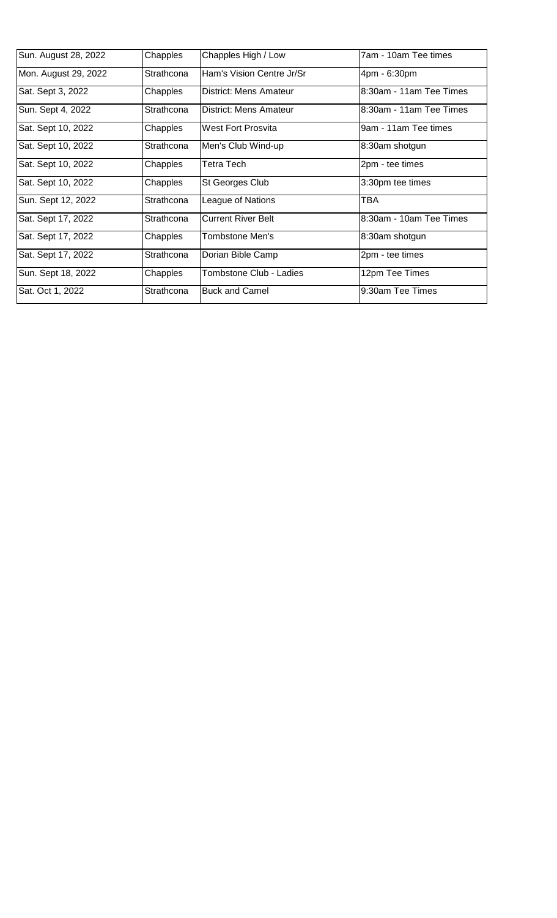| | | | |
|---|---|---|---|
| Sun. August 28, 2022 | Chapples | Chapples High / Low | 7am - 10am Tee times |
| Mon. August 29, 2022 | Strathcona | Ham's Vision Centre Jr/Sr | 4pm - 6:30pm |
| Sat. Sept 3, 2022 | Chapples | District: Mens Amateur | 8:30am - 11am Tee Times |
| Sun. Sept 4, 2022 | Strathcona | District: Mens Amateur | 8:30am - 11am Tee Times |
| Sat. Sept 10, 2022 | Chapples | West Fort Prosvita | 9am - 11am Tee times |
| Sat. Sept 10, 2022 | Strathcona | Men's Club Wind-up | 8:30am shotgun |
| Sat. Sept 10, 2022 | Chapples | Tetra Tech | 2pm - tee times |
| Sat. Sept 10, 2022 | Chapples | St Georges Club | 3:30pm tee times |
| Sun. Sept 12, 2022 | Strathcona | League of Nations | TBA |
| Sat. Sept 17, 2022 | Strathcona | Current River Belt | 8:30am - 10am Tee Times |
| Sat. Sept 17, 2022 | Chapples | Tombstone Men's | 8:30am shotgun |
| Sat. Sept 17, 2022 | Strathcona | Dorian Bible Camp | 2pm - tee times |
| Sun. Sept 18, 2022 | Chapples | Tombstone Club - Ladies | 12pm Tee Times |
| Sat. Oct 1, 2022 | Strathcona | Buck and Camel | 9:30am Tee Times |